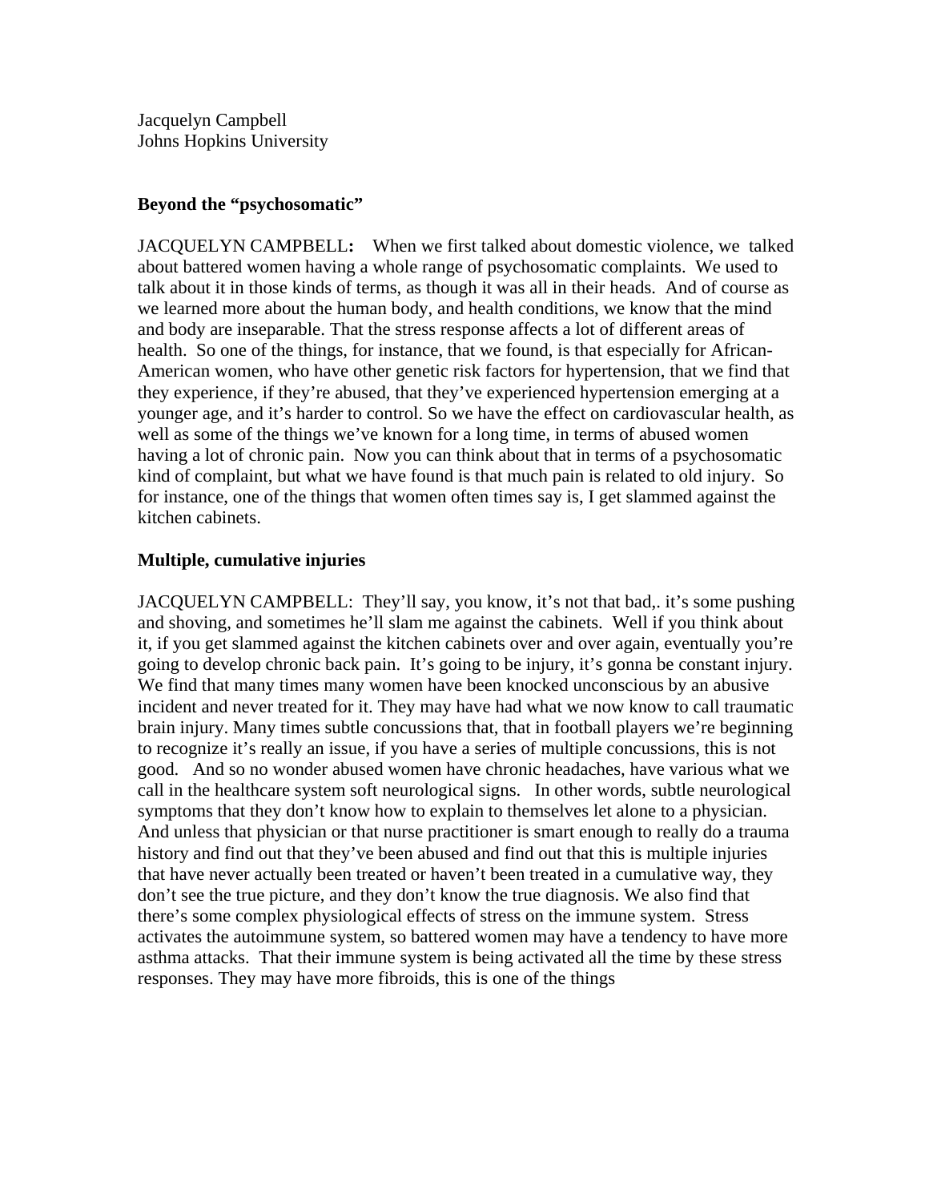Jacquelyn Campbell
Johns Hopkins University

**Beyond the "psychosomatic"**

JACQUELYN CAMPBELL**:** When we first talked about domestic violence, we talked about battered women having a whole range of psychosomatic complaints. We used to talk about it in those kinds of terms, as though it was all in their heads. And of course as we learned more about the human body, and health conditions, we know that the mind and body are inseparable. That the stress response affects a lot of different areas of health. So one of the things, for instance, that we found, is that especially for African-American women, who have other genetic risk factors for hypertension, that we find that they experience, if they're abused, that they've experienced hypertension emerging at a younger age, and it's harder to control. So we have the effect on cardiovascular health, as well as some of the things we've known for a long time, in terms of abused women having a lot of chronic pain. Now you can think about that in terms of a psychosomatic kind of complaint, but what we have found is that much pain is related to old injury. So for instance, one of the things that women often times say is, I get slammed against the kitchen cabinets.

**Multiple, cumulative injuries**

JACQUELYN CAMPBELL: They'll say, you know, it's not that bad,. it's some pushing and shoving, and sometimes he'll slam me against the cabinets. Well if you think about it, if you get slammed against the kitchen cabinets over and over again, eventually you're going to develop chronic back pain. It's going to be injury, it's gonna be constant injury. We find that many times many women have been knocked unconscious by an abusive incident and never treated for it. They may have had what we now know to call traumatic brain injury. Many times subtle concussions that, that in football players we're beginning to recognize it's really an issue, if you have a series of multiple concussions, this is not good. And so no wonder abused women have chronic headaches, have various what we call in the healthcare system soft neurological signs. In other words, subtle neurological symptoms that they don't know how to explain to themselves let alone to a physician. And unless that physician or that nurse practitioner is smart enough to really do a trauma history and find out that they've been abused and find out that this is multiple injuries that have never actually been treated or haven't been treated in a cumulative way, they don't see the true picture, and they don't know the true diagnosis. We also find that there's some complex physiological effects of stress on the immune system. Stress activates the autoimmune system, so battered women may have a tendency to have more asthma attacks. That their immune system is being activated all the time by these stress responses. They may have more fibroids, this is one of the things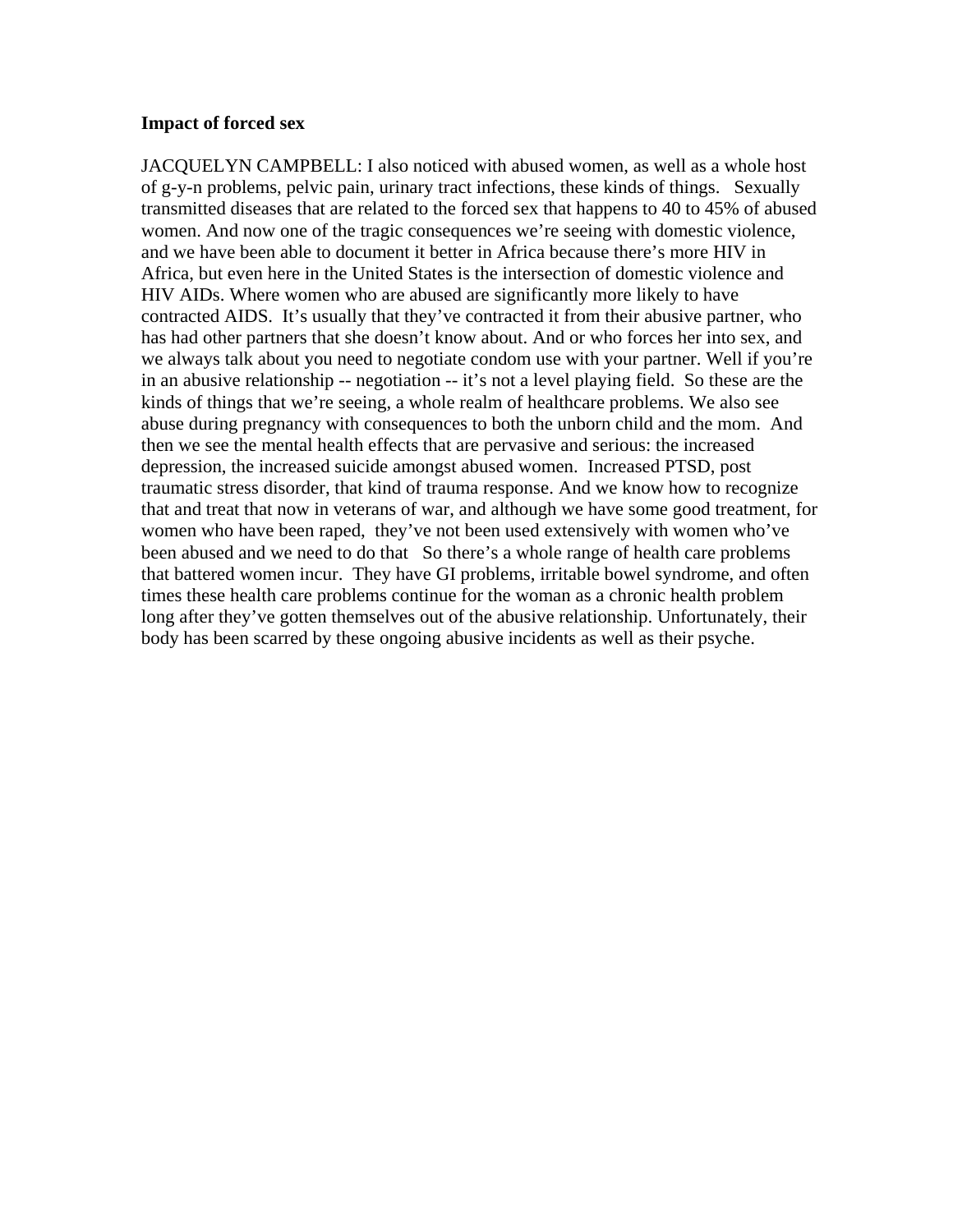**Impact of forced sex**

JACQUELYN CAMPBELL: I also noticed with abused women, as well as a whole host of g-y-n problems, pelvic pain, urinary tract infections, these kinds of things. Sexually transmitted diseases that are related to the forced sex that happens to 40 to 45% of abused women. And now one of the tragic consequences we're seeing with domestic violence, and we have been able to document it better in Africa because there's more HIV in Africa, but even here in the United States is the intersection of domestic violence and HIV AIDs. Where women who are abused are significantly more likely to have contracted AIDS. It's usually that they've contracted it from their abusive partner, who has had other partners that she doesn't know about. And or who forces her into sex, and we always talk about you need to negotiate condom use with your partner. Well if you're in an abusive relationship -- negotiation -- it's not a level playing field. So these are the kinds of things that we're seeing, a whole realm of healthcare problems. We also see abuse during pregnancy with consequences to both the unborn child and the mom. And then we see the mental health effects that are pervasive and serious: the increased depression, the increased suicide amongst abused women. Increased PTSD, post traumatic stress disorder, that kind of trauma response. And we know how to recognize that and treat that now in veterans of war, and although we have some good treatment, for women who have been raped, they've not been used extensively with women who've been abused and we need to do that So there's a whole range of health care problems that battered women incur. They have GI problems, irritable bowel syndrome, and often times these health care problems continue for the woman as a chronic health problem long after they've gotten themselves out of the abusive relationship. Unfortunately, their body has been scarred by these ongoing abusive incidents as well as their psyche.